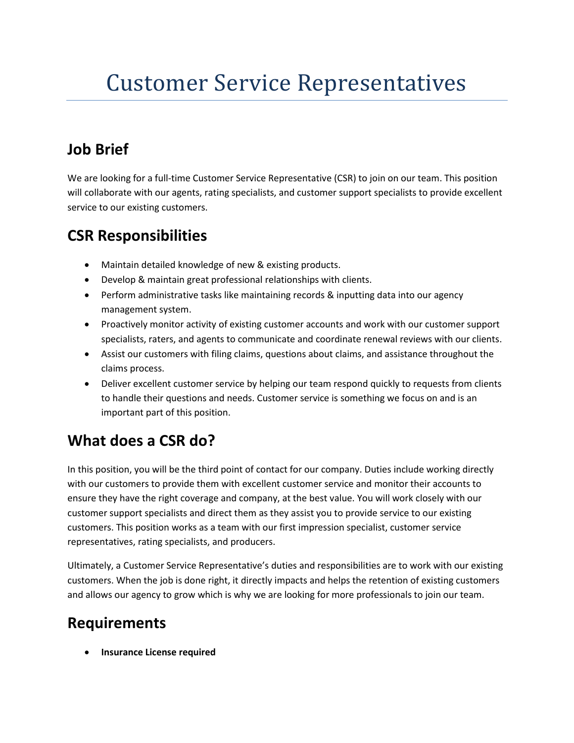# Customer Service Representatives

## Job Brief

We are looking for a full-time Customer Service Representative (CSR) to join on our team. This position will collaborate with our agents, rating specialists, and customer support specialists to provide excellent service to our existing customers.

## CSR Responsibilities

- Maintain detailed knowledge of new & existing products.
- Develop & maintain great professional relationships with clients.
- Perform administrative tasks like maintaining records & inputting data into our agency management system.
- Proactively monitor activity of existing customer accounts and work with our customer support specialists, raters, and agents to communicate and coordinate renewal reviews with our clients.
- Assist our customers with filing claims, questions about claims, and assistance throughout the claims process.
- Deliver excellent customer service by helping our team respond quickly to requests from clients to handle their questions and needs. Customer service is something we focus on and is an important part of this position.

## What does a CSR do?

In this position, you will be the third point of contact for our company. Duties include working directly with our customers to provide them with excellent customer service and monitor their accounts to ensure they have the right coverage and company, at the best value. You will work closely with our customer support specialists and direct them as they assist you to provide service to our existing customers. This position works as a team with our first impression specialist, customer service representatives, rating specialists, and producers.

Ultimately, a Customer Service Representative's duties and responsibilities are to work with our existing customers. When the job is done right, it directly impacts and helps the retention of existing customers and allows our agency to grow which is why we are looking for more professionals to join our team.

## Requirements

- **Insurance License required**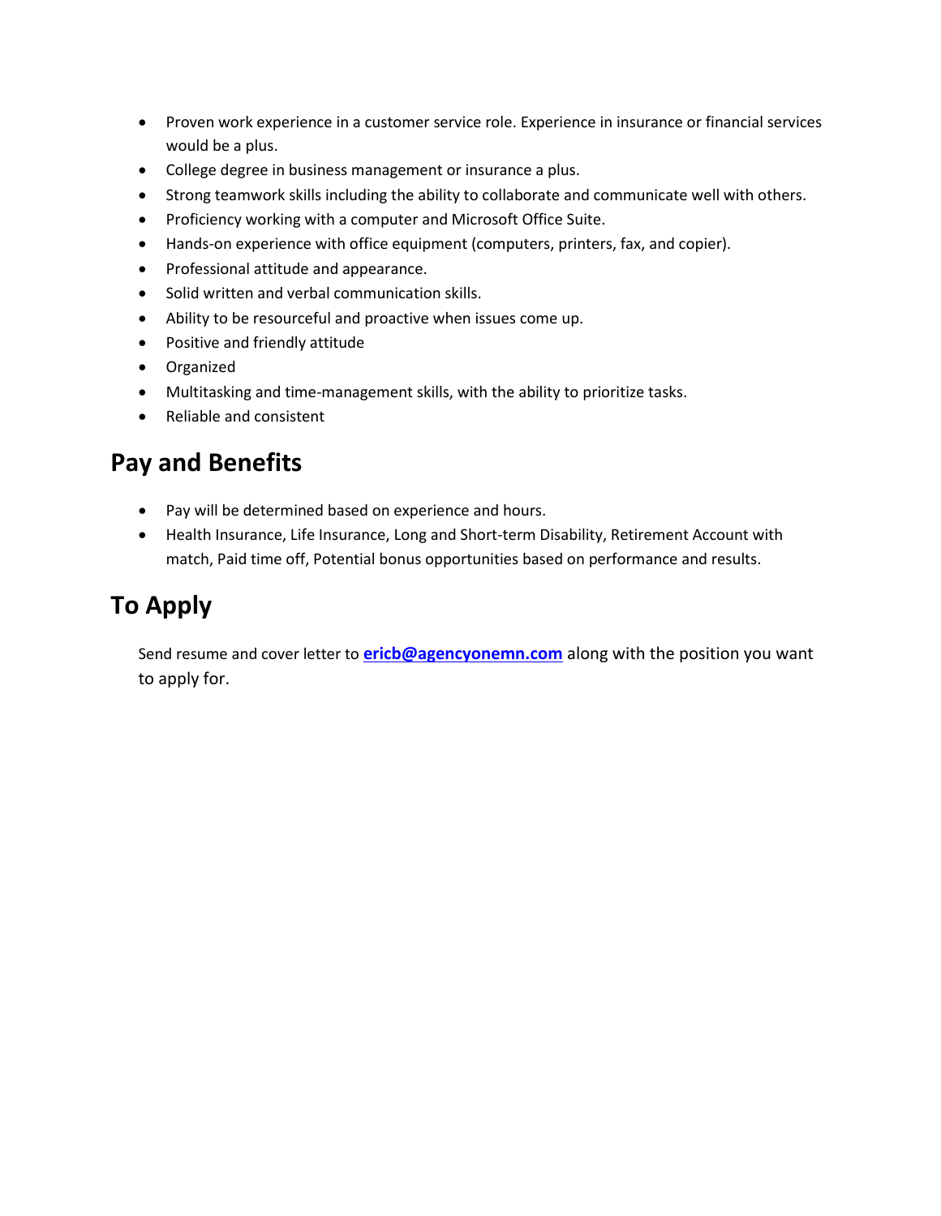- Proven work experience in a customer service role. Experience in insurance or financial services would be a plus.
- College degree in business management or insurance a plus.
- Strong teamwork skills including the ability to collaborate and communicate well with others.
- Proficiency working with a computer and Microsoft Office Suite.
- Hands-on experience with office equipment (computers, printers, fax, and copier).
- Professional attitude and appearance.
- Solid written and verbal communication skills.
- Ability to be resourceful and proactive when issues come up.
- Positive and friendly attitude
- Organized
- Multitasking and time-management skills, with the ability to prioritize tasks.
- Reliable and consistent

## Pay and Benefits

- Pay will be determined based on experience and hours.
- Health Insurance, Life Insurance, Long and Short-term Disability, Retirement Account with match, Paid time off, Potential bonus opportunities based on performance and results.

## To Apply

Send resume and cover letter to **ericb@agencyonemn.com** along with the position you want to apply for.